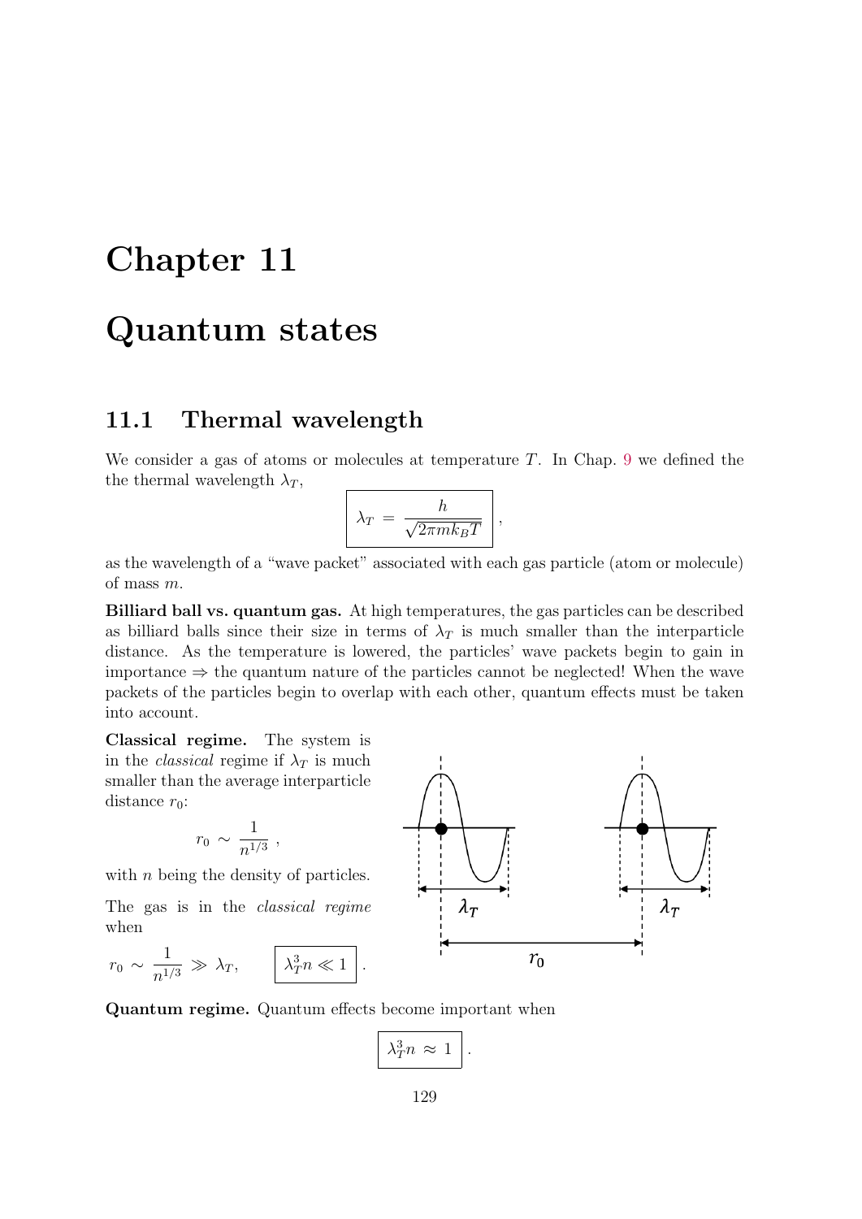# Chapter 11

# Quantum states

## 11.1 Thermal wavelength

We consider a gas of atoms or molecules at temperature $T$. In Chap. 9 we defined the the thermal wavelength $\lambda_T$,

$$\boxed{\lambda_T = \frac{h}{\sqrt{2\pi m k_B T}}},$$

as the wavelength of a "wave packet" associated with each gas particle (atom or molecule) of mass $m$.

**Billiard ball vs. quantum gas.** At high temperatures, the gas particles can be described as billiard balls since their size in terms of $\lambda_T$ is much smaller than the interparticle distance. As the temperature is lowered, the particles' wave packets begin to gain in importance $\Rightarrow$ the quantum nature of the particles cannot be neglected! When the wave packets of the particles begin to overlap with each other, quantum effects must be taken into account.

**Classical regime.** The system is in the *classical* regime if $\lambda_T$ is much smaller than the average interparticle distance $r_0$:

$$r_0 \sim \frac{1}{n^{1/3}},$$

with $n$ being the density of particles.

The gas is in the *classical regime* when

$$r_0 \sim \frac{1}{n^{1/3}} \gg \lambda_T, \qquad \boxed{\lambda_T^3 n \ll 1}.$$

**Quantum regime.** Quantum effects become important when

$$\boxed{\lambda_T^3 n \approx 1}.$$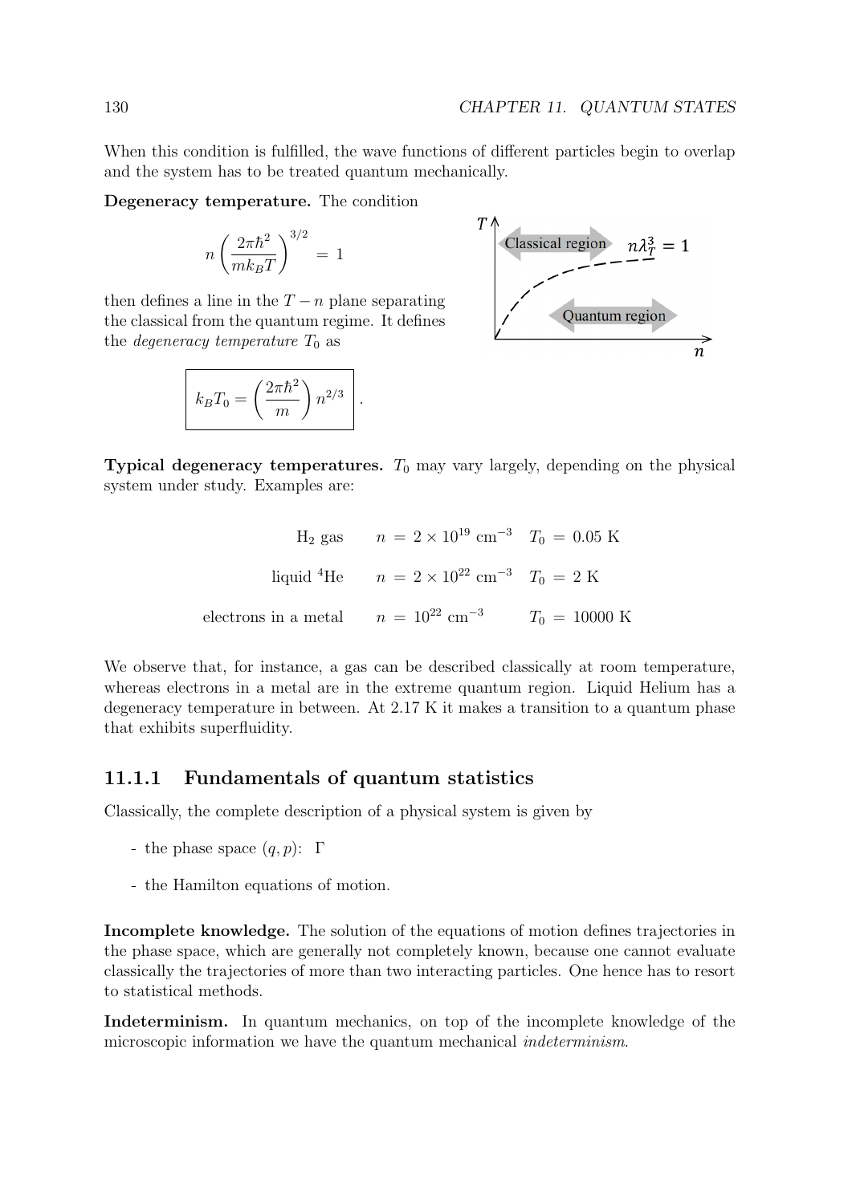When this condition is fulfilled, the wave functions of different particles begin to overlap and the system has to be treated quantum mechanically.

**Degeneracy temperature.** The condition

$$n\left(\frac{2\pi\hbar^2}{mk_BT}\right)^{3/2} = 1$$

then defines a line in the $T-n$ plane separating the classical from the quantum regime. It defines the *degeneracy temperature* $T_0$ as

$$\boxed{k_BT_0 = \left(\frac{2\pi\hbar^2}{m}\right)n^{2/3}}\,.$$

**Typical degeneracy temperatures.** $T_0$ may vary largely, depending on the physical system under study. Examples are:

| | | |
|---|---|---|
| $H_2$ gas | $n = 2\times 10^{19}$ cm$^{-3}$ | $T_0 = 0.05$ K |
| liquid $^4$He | $n = 2\times 10^{22}$ cm$^{-3}$ | $T_0 = 2$ K |
| electrons in a metal | $n = 10^{22}$ cm$^{-3}$ | $T_0 = 10000$ K |

We observe that, for instance, a gas can be described classically at room temperature, whereas electrons in a metal are in the extreme quantum region. Liquid Helium has a degeneracy temperature in between. At 2.17 K it makes a transition to a quantum phase that exhibits superfluidity.

### 11.1.1 Fundamentals of quantum statistics

Classically, the complete description of a physical system is given by

- the phase space $(q, p)$: $\Gamma$
- the Hamilton equations of motion.

**Incomplete knowledge.** The solution of the equations of motion defines trajectories in the phase space, which are generally not completely known, because one cannot evaluate classically the trajectories of more than two interacting particles. One hence has to resort to statistical methods.

**Indeterminism.** In quantum mechanics, on top of the incomplete knowledge of the microscopic information we have the quantum mechanical *indeterminism*.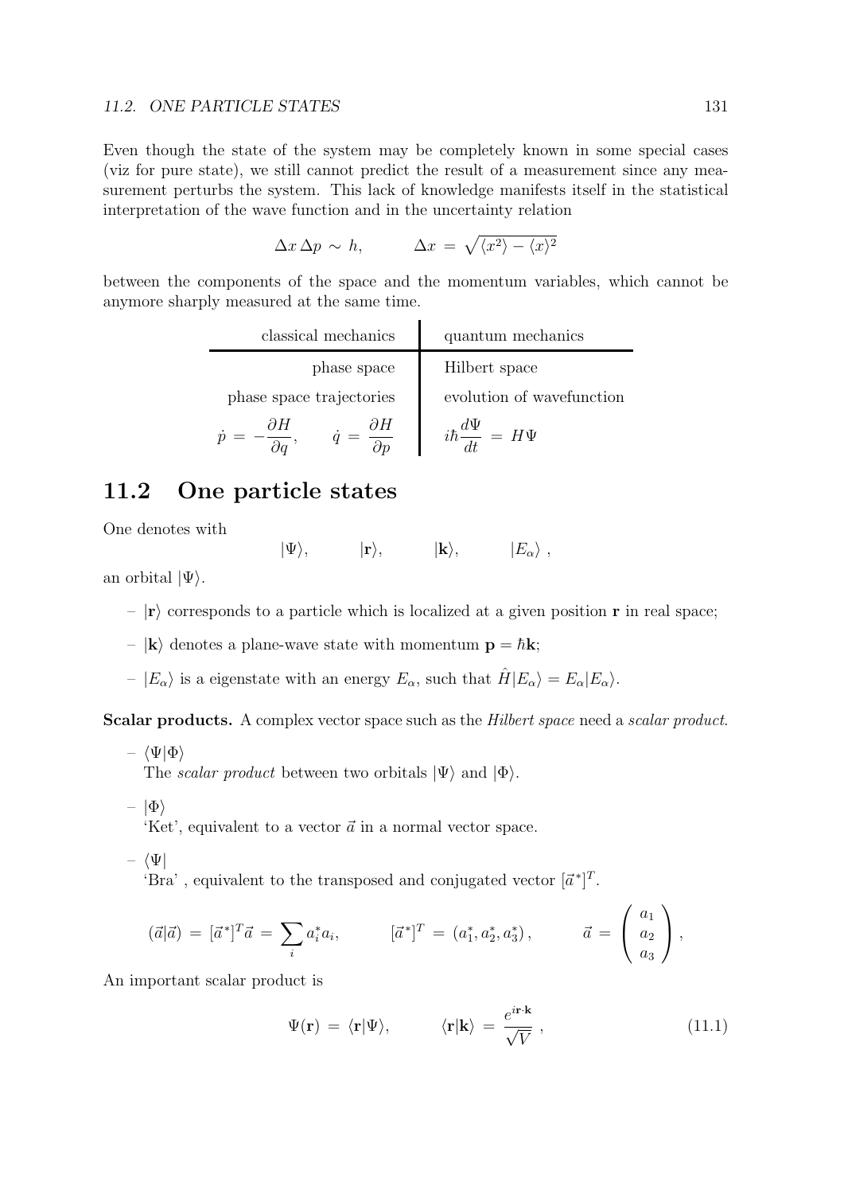Even though the state of the system may be completely known in some special cases (viz for pure state), we still cannot predict the result of a measurement since any measurement perturbs the system. This lack of knowledge manifests itself in the statistical interpretation of the wave function and in the uncertainty relation

$$\Delta x\,\Delta p \,\sim\, h, \qquad \Delta x \,=\, \sqrt{\langle x^2\rangle - \langle x\rangle^2}$$

between the components of the space and the momentum variables, which cannot be anymore sharply measured at the same time.

| classical mechanics | quantum mechanics |
|---|---|
| phase space | Hilbert space |
| phase space trajectories | evolution of wavefunction |
| $\dot{p} \,=\, -\dfrac{\partial H}{\partial q}, \qquad \dot{q} \,=\, \dfrac{\partial H}{\partial p}$ | $i\hbar\dfrac{d\Psi}{dt} \,=\, H\Psi$ |

## 11.2 One particle states

One denotes with

$$|\Psi\rangle, \qquad |\mathbf{r}\rangle, \qquad |\mathbf{k}\rangle, \qquad |E_\alpha\rangle\ ,$$

an orbital $|\Psi\rangle$.

- $|\mathbf{r}\rangle$ corresponds to a particle which is localized at a given position $\mathbf{r}$ in real space;
- $|\mathbf{k}\rangle$ denotes a plane-wave state with momentum $\mathbf{p} = \hbar\mathbf{k}$;
- $|E_\alpha\rangle$ is a eigenstate with an energy $E_\alpha$, such that $\hat{H}|E_\alpha\rangle = E_\alpha|E_\alpha\rangle$.

**Scalar products.** A complex vector space such as the *Hilbert space* need a *scalar product*.

- $\langle\Psi|\Phi\rangle$
  The *scalar product* between two orbitals $|\Psi\rangle$ and $|\Phi\rangle$.
- $|\Phi\rangle$
  'Ket', equivalent to a vector $\vec{a}$ in a normal vector space.
- $\langle\Psi|$
  'Bra' , equivalent to the transposed and conjugated vector $[\vec{a}^*]^T$.

$$(\vec{a}|\vec{a}) \,=\, [\vec{a}^*]^T\vec{a} \,=\, \sum_i a_i^* a_i, \qquad [\vec{a}^*]^T \,=\, (a_1^*, a_2^*, a_3^*)\,, \qquad \vec{a} \,=\, \begin{pmatrix} a_1 \\ a_2 \\ a_3 \end{pmatrix},$$

An important scalar product is

$$\Psi(\mathbf{r}) \,=\, \langle\mathbf{r}|\Psi\rangle, \qquad \langle\mathbf{r}|\mathbf{k}\rangle \,=\, \frac{e^{i\mathbf{r}\cdot\mathbf{k}}}{\sqrt{V}}\ , \tag{11.1}$$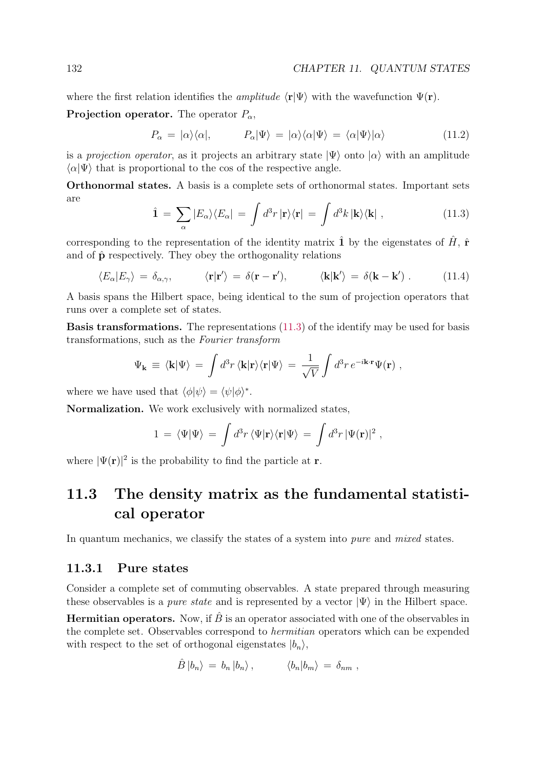where the first relation identifies the *amplitude* $\langle \mathbf{r}|\Psi\rangle$ with the wavefunction $\Psi(\mathbf{r})$.

**Projection operator.** The operator $P_\alpha$,

$$P_\alpha \,=\, |\alpha\rangle\langle\alpha|, \qquad\qquad P_\alpha|\Psi\rangle \,=\, |\alpha\rangle\langle\alpha|\Psi\rangle \,=\, \langle\alpha|\Psi\rangle|\alpha\rangle \tag{11.2}$$

is a *projection operator*, as it projects an arbitrary state $|\Psi\rangle$ onto $|\alpha\rangle$ with an amplitude $\langle\alpha|\Psi\rangle$ that is proportional to the cos of the respective angle.

**Orthonormal states.** A basis is a complete sets of orthonormal states. Important sets are

$$\hat{\mathbf{1}} \,=\, \sum_\alpha |E_\alpha\rangle\langle E_\alpha| \,=\, \int d^3r\, |\mathbf{r}\rangle\langle\mathbf{r}| \,=\, \int d^3k\, |\mathbf{k}\rangle\langle\mathbf{k}| \;, \tag{11.3}$$

corresponding to the representation of the identity matrix $\hat{\mathbf{1}}$ by the eigenstates of $\hat{H}$, $\hat{\mathbf{r}}$ and of $\hat{\mathbf{p}}$ respectively. They obey the orthogonality relations

$$\langle E_\alpha|E_\gamma\rangle \,=\, \delta_{\alpha,\gamma}, \qquad\qquad \langle\mathbf{r}|\mathbf{r}'\rangle \,=\, \delta(\mathbf{r}-\mathbf{r}'), \qquad\qquad \langle\mathbf{k}|\mathbf{k}'\rangle \,=\, \delta(\mathbf{k}-\mathbf{k}')\;. \tag{11.4}$$

A basis spans the Hilbert space, being identical to the sum of projection operators that runs over a complete set of states.

**Basis transformations.** The representations (11.3) of the identify may be used for basis transformations, such as the *Fourier transform*

$$\Psi_{\mathbf{k}} \,\equiv\, \langle\mathbf{k}|\Psi\rangle \,=\, \int d^3r\, \langle\mathbf{k}|\mathbf{r}\rangle\langle\mathbf{r}|\Psi\rangle \,=\, \frac{1}{\sqrt{V}}\int d^3r\, e^{-i\mathbf{k}\cdot\mathbf{r}}\Psi(\mathbf{r})\;,$$

where we have used that $\langle\phi|\psi\rangle = \langle\psi|\phi\rangle^*$.

**Normalization.** We work exclusively with normalized states,

$$1 \,=\, \langle\Psi|\Psi\rangle \,=\, \int d^3r\, \langle\Psi|\mathbf{r}\rangle\langle\mathbf{r}|\Psi\rangle \,=\, \int d^3r\, |\Psi(\mathbf{r})|^2\;,$$

where $|\Psi(\mathbf{r})|^2$ is the probability to find the particle at $\mathbf{r}$.

## 11.3 The density matrix as the fundamental statistical operator

In quantum mechanics, we classify the states of a system into *pure* and *mixed* states.

### 11.3.1 Pure states

Consider a complete set of commuting observables. A state prepared through measuring these observables is a *pure state* and is represented by a vector $|\Psi\rangle$ in the Hilbert space.

**Hermitian operators.** Now, if $\hat{B}$ is an operator associated with one of the observables in the complete set. Observables correspond to *hermitian* operators which can be expended with respect to the set of orthogonal eigenstates $|b_n\rangle$,

$$\hat{B}\,|b_n\rangle \,=\, b_n\,|b_n\rangle\,, \qquad\qquad \langle b_n|b_m\rangle \,=\, \delta_{nm}\;,$$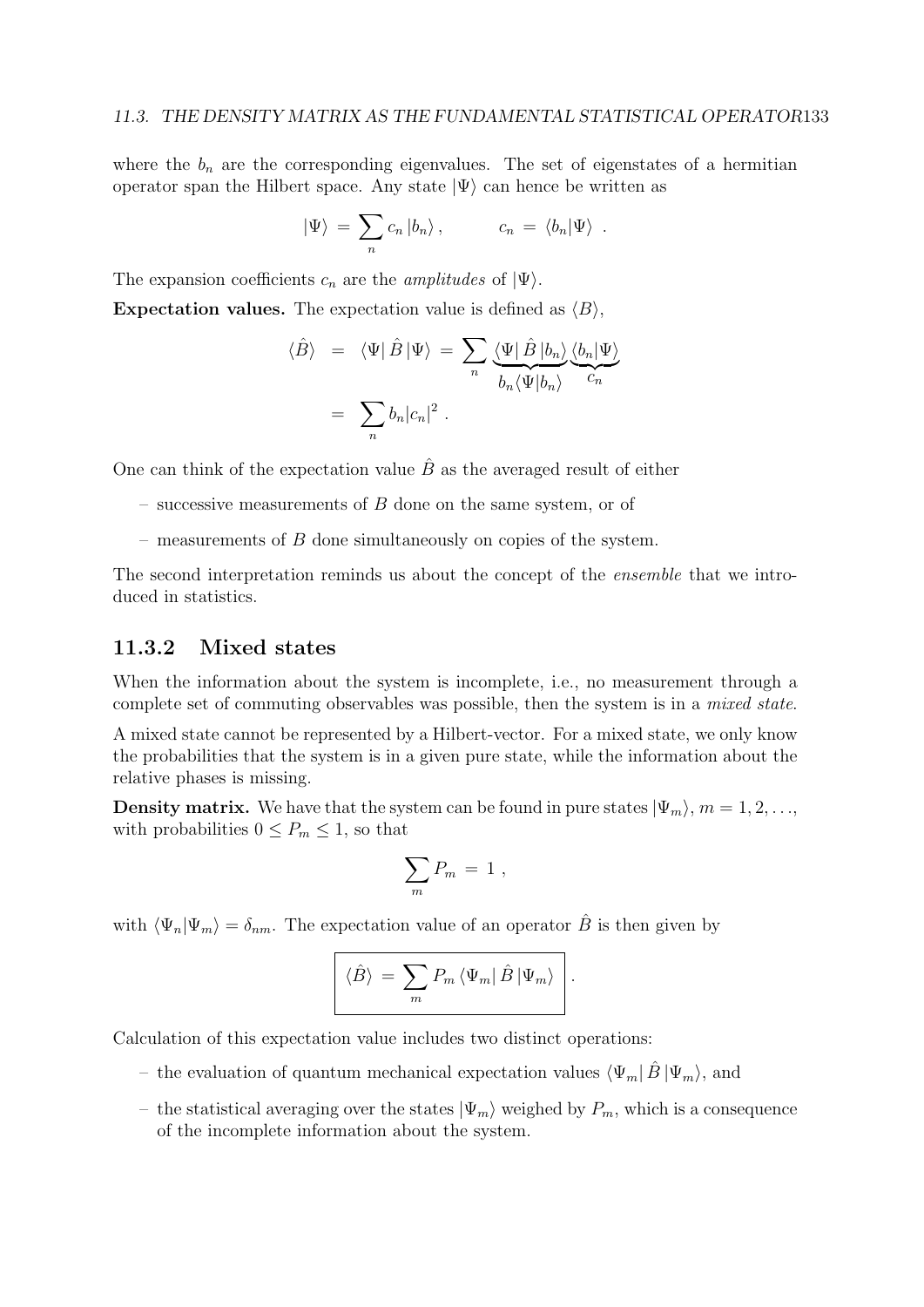where the $b_n$ are the corresponding eigenvalues. The set of eigenstates of a hermitian operator span the Hilbert space. Any state $|\Psi\rangle$ can hence be written as

$$|\Psi\rangle \;=\; \sum_n c_n\,|b_n\rangle\,, \qquad\qquad c_n \;=\; \langle b_n|\Psi\rangle \;\;.$$

The expansion coefficients $c_n$ are the *amplitudes* of $|\Psi\rangle$.

**Expectation values.** The expectation value is defined as $\langle B\rangle$,

$$\begin{aligned}
\langle\hat{B}\rangle \;&=\; \langle\Psi|\,\hat{B}\,|\Psi\rangle \;=\; \sum_n \underbrace{\langle\Psi|\,\hat{B}\,|b_n\rangle}_{b_n\langle\Psi|b_n\rangle}\underbrace{\langle b_n|\Psi\rangle}_{c_n} \\
&=\; \sum_n b_n |c_n|^2 \;.
\end{aligned}$$

One can think of the expectation value $\hat{B}$ as the averaged result of either

- successive measurements of $B$ done on the same system, or of
- measurements of $B$ done simultaneously on copies of the system.

The second interpretation reminds us about the concept of the *ensemble* that we introduced in statistics.

### 11.3.2 Mixed states

When the information about the system is incomplete, i.e., no measurement through a complete set of commuting observables was possible, then the system is in a *mixed state*.

A mixed state cannot be represented by a Hilbert-vector. For a mixed state, we only know the probabilities that the system is in a given pure state, while the information about the relative phases is missing.

**Density matrix.** We have that the system can be found in pure states $|\Psi_m\rangle$, $m = 1, 2, \ldots$, with probabilities $0 \leq P_m \leq 1$, so that

$$\sum_m P_m \;=\; 1\;,$$

with $\langle\Psi_n|\Psi_m\rangle = \delta_{nm}$. The expectation value of an operator $\hat{B}$ is then given by

$$\boxed{\;\langle\hat{B}\rangle \;=\; \sum_m P_m\,\langle\Psi_m|\,\hat{B}\,|\Psi_m\rangle\;}\;.$$

Calculation of this expectation value includes two distinct operations:

- the evaluation of quantum mechanical expectation values $\langle\Psi_m|\,\hat{B}\,|\Psi_m\rangle$, and
- the statistical averaging over the states $|\Psi_m\rangle$ weighed by $P_m$, which is a consequence of the incomplete information about the system.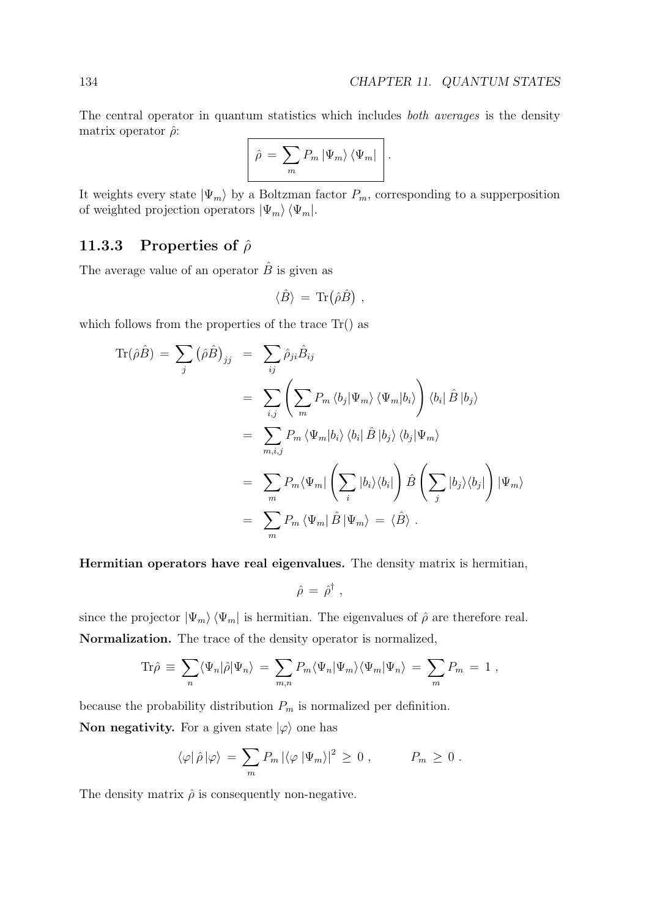The central operator in quantum statistics which includes *both averages* is the density matrix operator $\hat{\rho}$:

$$\boxed{\hat{\rho} \,=\, \sum_m P_m \left|\Psi_m\right\rangle \left\langle\Psi_m\right|} \ .$$

It weights every state $|\Psi_m\rangle$ by a Boltzman factor $P_m$, corresponding to a supperposition of weighted projection operators $|\Psi_m\rangle\langle\Psi_m|$.

### 11.3.3 Properties of $\hat{\rho}$

The average value of an operator $\hat{B}$ is given as

$$\langle\hat{B}\rangle \,=\, \mathrm{Tr}\big(\hat{\rho}\hat{B}\big) \ ,$$

which follows from the properties of the trace Tr() as

$$\begin{aligned}
\mathrm{Tr}(\hat{\rho}\hat{B}) \,=\, \sum_j \big(\hat{\rho}\hat{B}\big)_{jj} &= \sum_{ij} \hat{\rho}_{ji}\hat{B}_{ij} \\
&= \sum_{i,j} \left( \sum_m P_m \left\langle b_j|\Psi_m\right\rangle \left\langle\Psi_m|b_i\right\rangle \right) \left\langle b_i\right| \hat{B} \left|b_j\right\rangle \\
&= \sum_{m,i,j} P_m \left\langle\Psi_m|b_i\right\rangle \left\langle b_i\right| \hat{B} \left|b_j\right\rangle \left\langle b_j|\Psi_m\right\rangle \\
&= \sum_m P_m \langle\Psi_m| \left( \sum_i |b_i\rangle\langle b_i| \right) \hat{B} \left( \sum_j |b_j\rangle\langle b_j| \right) |\Psi_m\rangle \\
&= \sum_m P_m \left\langle\Psi_m\right| \hat{B} \left|\Psi_m\right\rangle \,=\, \langle\hat{B}\rangle \ .
\end{aligned}$$

**Hermitian operators have real eigenvalues.** The density matrix is hermitian,

$$\hat{\rho} \,=\, \hat{\rho}^\dagger \ ,$$

since the projector $|\Psi_m\rangle\langle\Psi_m|$ is hermitian. The eigenvalues of $\hat{\rho}$ are therefore real.

**Normalization.** The trace of the density operator is normalized,

$$\mathrm{Tr}\hat{\rho} \,\equiv\, \sum_n \langle\Psi_n|\hat{\rho}|\Psi_n\rangle \,=\, \sum_{m,n} P_m \langle\Psi_n|\Psi_m\rangle\langle\Psi_m|\Psi_n\rangle \,=\, \sum_m P_m \,=\, 1 \ ,$$

because the probability distribution $P_m$ is normalized per definition.

**Non negativity.** For a given state $|\varphi\rangle$ one has

$$\left\langle\varphi\right| \hat{\rho} \left|\varphi\right\rangle \,=\, \sum_m P_m \left|\left\langle\varphi\right|\Psi_m\rangle\right|^2 \,\geq\, 0 \ , \qquad\qquad P_m \,\geq\, 0 \ .$$

The density matrix $\hat{\rho}$ is consequently non-negative.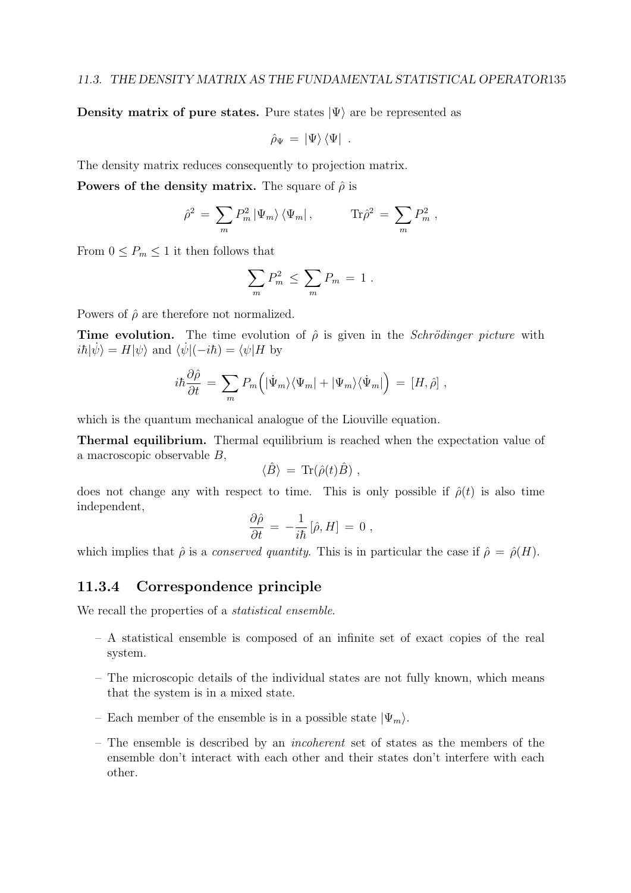**Density matrix of pure states.** Pure states $|\Psi\rangle$ are be represented as

$$\hat{\rho}_\Psi = |\Psi\rangle\langle\Psi| \ .$$

The density matrix reduces consequently to projection matrix.

**Powers of the density matrix.** The square of $\hat{\rho}$ is

$$\hat{\rho}^2 = \sum_m P_m^2 |\Psi_m\rangle\langle\Psi_m|, \qquad \text{Tr}\hat{\rho}^2 = \sum_m P_m^2 \ ,$$

From $0 \le P_m \le 1$ it then follows that

$$\sum_m P_m^2 \le \sum_m P_m = 1 \ .$$

Powers of $\hat{\rho}$ are therefore not normalized.

**Time evolution.** The time evolution of $\hat{\rho}$ is given in the *Schrödinger picture* with $i\hbar|\dot{\psi}\rangle = H|\psi\rangle$ and $\langle\dot{\psi}|(-i\hbar) = \langle\psi|H$ by

$$i\hbar\frac{\partial\hat{\rho}}{\partial t} = \sum_m P_m\Big(|\dot{\Psi}_m\rangle\langle\Psi_m| + |\Psi_m\rangle\langle\dot{\Psi}_m|\Big) = [H, \hat{\rho}] \ ,$$

which is the quantum mechanical analogue of the Liouville equation.

**Thermal equilibrium.** Thermal equilibrium is reached when the expectation value of a macroscopic observable $B$,

$$\langle\hat{B}\rangle = \text{Tr}(\hat{\rho}(t)\hat{B}) \ ,$$

does not change any with respect to time. This is only possible if $\hat{\rho}(t)$ is also time independent,

$$\frac{\partial\hat{\rho}}{\partial t} = -\frac{1}{i\hbar}[\hat{\rho}, H] = 0 \ ,$$

which implies that $\hat{\rho}$ is a *conserved quantity*. This is in particular the case if $\hat{\rho} = \hat{\rho}(H)$.

### 11.3.4 Correspondence principle

We recall the properties of a *statistical ensemble*.

- A statistical ensemble is composed of an infinite set of exact copies of the real system.
- The microscopic details of the individual states are not fully known, which means that the system is in a mixed state.
- Each member of the ensemble is in a possible state $|\Psi_m\rangle$.
- The ensemble is described by an *incoherent* set of states as the members of the ensemble don't interact with each other and their states don't interfere with each other.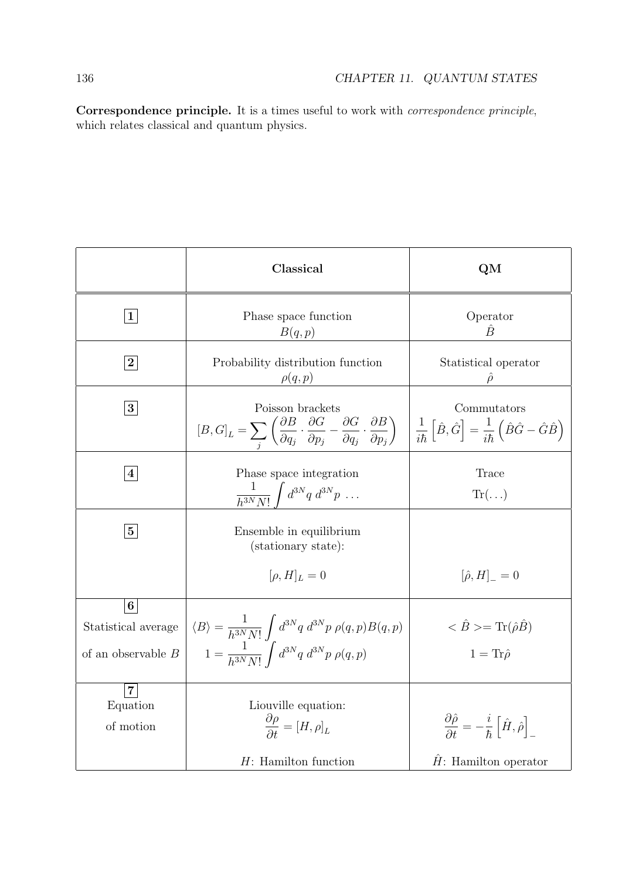**Correspondence principle.** It is a times useful to work with *correspondence principle*, which relates classical and quantum physics.

| | **Classical** | **QM** |
|---|---|---|
| **1** | Phase space function $B(q,p)$ | Operator $\hat{B}$ |
| **2** | Probability distribution function $\rho(q,p)$ | Statistical operator $\hat{\rho}$ |
| **3** | Poisson brackets $[B,G]_L = \sum_j \left( \frac{\partial B}{\partial q_j} \cdot \frac{\partial G}{\partial p_j} - \frac{\partial G}{\partial q_j} \cdot \frac{\partial B}{\partial p_j} \right)$ | Commutators $\frac{1}{i\hbar}\left[\hat{B},\hat{G}\right] = \frac{1}{i\hbar}\left(\hat{B}\hat{G} - \hat{G}\hat{B}\right)$ |
| **4** | Phase space integration $\frac{1}{h^{3N}N!}\int d^{3N}q \; d^{3N}p \; \ldots$ | Trace $\mathrm{Tr}(\ldots)$ |
| **5** | Ensemble in equilibrium (stationary state): $[\rho, H]_L = 0$ | $[\hat{\rho}, H]_- = 0$ |
| **6** Statistical average of an observable $B$ | $\langle B \rangle = \frac{1}{h^{3N}N!}\int d^{3N}q \; d^{3N}p \; \rho(q,p)B(q,p)$ <br> $1 = \frac{1}{h^{3N}N!}\int d^{3N}q \; d^{3N}p \; \rho(q,p)$ | $<\hat{B}> = \mathrm{Tr}(\hat{\rho}\hat{B})$ <br> $1 = \mathrm{Tr}\hat{\rho}$ |
| **7** Equation of motion | Liouville equation: $\frac{\partial \rho}{\partial t} = [H, \rho]_L$ <br> $H$: Hamilton function | $\frac{\partial \hat{\rho}}{\partial t} = -\frac{i}{\hbar}\left[\hat{H}, \hat{\rho}\right]_-$ <br> $\hat{H}$: Hamilton operator |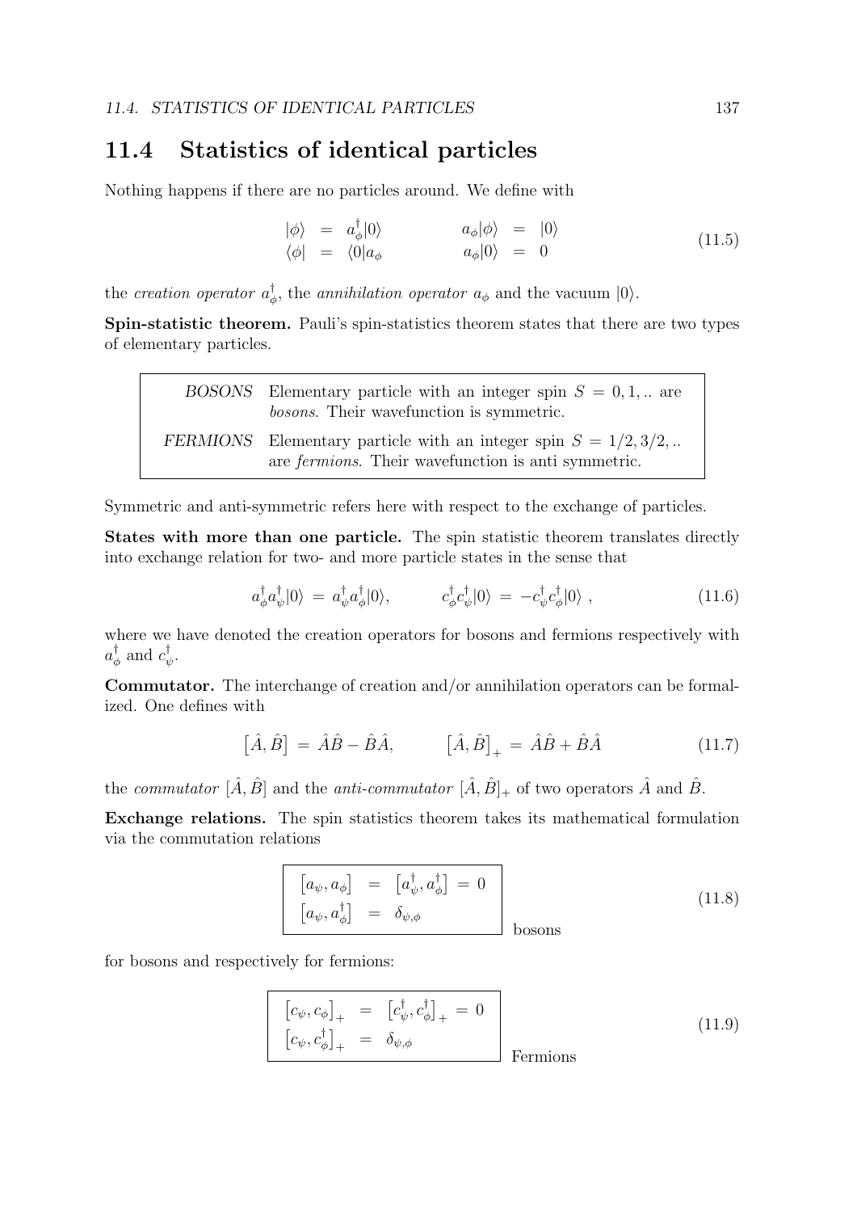## 11.4 Statistics of identical particles

Nothing happens if there are no particles around. We define with

$$
\begin{array}{rclcrcl}
|\phi\rangle & = & a_\phi^\dagger|0\rangle & \qquad & a_\phi|\phi\rangle & = & |0\rangle \\
\langle\phi| & = & \langle 0|a_\phi & \qquad & a_\phi|0\rangle & = & 0
\end{array}
\tag{11.5}
$$

the *creation operator* $a_\phi^\dagger$, the *annihilation operator* $a_\phi$ and the vacuum $|0\rangle$.

**Spin-statistic theorem.** Pauli's spin-statistics theorem states that there are two types of elementary particles.

| | |
|---|---|
| *BOSONS* | Elementary particle with an integer spin $S = 0, 1, ..$ are *bosons*. Their wavefunction is symmetric. |
| *FERMIONS* | Elementary particle with an integer spin $S = 1/2, 3/2, ..$ are *fermions*. Their wavefunction is anti symmetric. |

Symmetric and anti-symmetric refers here with respect to the exchange of particles.

**States with more than one particle.** The spin statistic theorem translates directly into exchange relation for two- and more particle states in the sense that

$$
a_\phi^\dagger a_\psi^\dagger|0\rangle = a_\psi^\dagger a_\phi^\dagger|0\rangle, \qquad c_\phi^\dagger c_\psi^\dagger|0\rangle = -c_\psi^\dagger c_\phi^\dagger|0\rangle\,,
\tag{11.6}
$$

where we have denoted the creation operators for bosons and fermions respectively with $a_\phi^\dagger$ and $c_\psi^\dagger$.

**Commutator.** The interchange of creation and/or annihilation operators can be formalized. One defines with

$$
\left[\hat{A},\hat{B}\right] = \hat{A}\hat{B} - \hat{B}\hat{A}, \qquad \left[\hat{A},\hat{B}\right]_+ = \hat{A}\hat{B} + \hat{B}\hat{A}
\tag{11.7}
$$

the *commutator* $[\hat{A},\hat{B}]$ and the *anti-commutator* $[\hat{A},\hat{B}]_+$ of two operators $\hat{A}$ and $\hat{B}$.

**Exchange relations.** The spin statistics theorem takes its mathematical formulation via the commutation relations

$$
\boxed{
\begin{array}{rcl}
\left[a_\psi, a_\phi\right] & = & \left[a_\psi^\dagger, a_\phi^\dagger\right] \,=\, 0 \\
\left[a_\psi, a_\phi^\dagger\right] & = & \delta_{\psi,\phi}
\end{array}
}
\quad \text{bosons}
\tag{11.8}
$$

for bosons and respectively for fermions:

$$
\boxed{
\begin{array}{rcl}
\left[c_\psi, c_\phi\right]_+ & = & \left[c_\psi^\dagger, c_\phi^\dagger\right]_+ \,=\, 0 \\
\left[c_\psi, c_\phi^\dagger\right]_+ & = & \delta_{\psi,\phi}
\end{array}
}
\quad \text{Fermions}
\tag{11.9}
$$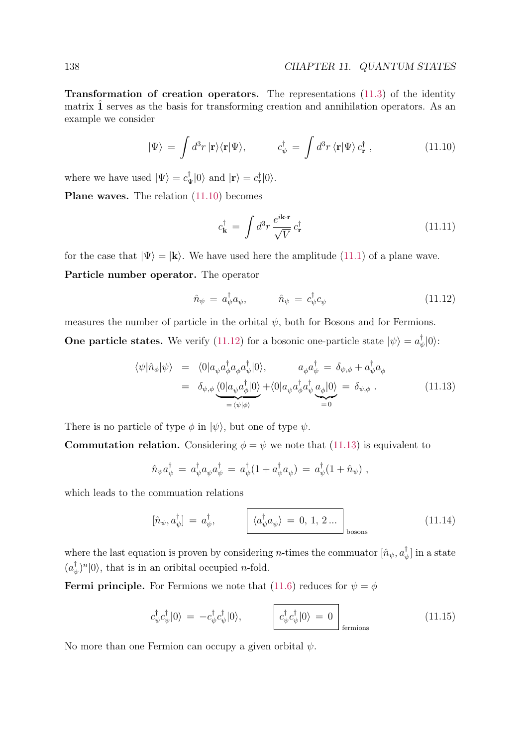**Transformation of creation operators.** The representations (11.3) of the identity matrix $\hat{\mathbf{1}}$ serves as the basis for transforming creation and annihilation operators. As an example we consider

$$|\Psi\rangle \;=\; \int d^3r\, |\mathbf{r}\rangle\langle\mathbf{r}|\Psi\rangle, \qquad\qquad c_\psi^\dagger \;=\; \int d^3r\, \langle\mathbf{r}|\Psi\rangle\, c_\mathbf{r}^\dagger\,, \tag{11.10}$$

where we have used $|\Psi\rangle = c_\Psi^\dagger|0\rangle$ and $|\mathbf{r}\rangle = c_\mathbf{r}^\dagger|0\rangle$.

**Plane waves.** The relation (11.10) becomes

$$c_\mathbf{k}^\dagger \;=\; \int d^3r\, \frac{e^{i\mathbf{k}\cdot\mathbf{r}}}{\sqrt{V}}\, c_\mathbf{r}^\dagger \tag{11.11}$$

for the case that $|\Psi\rangle = |\mathbf{k}\rangle$. We have used here the amplitude (11.1) of a plane wave.

**Particle number operator.** The operator

$$\hat{n}_\psi \;=\; a_\psi^\dagger a_\psi, \qquad\qquad \hat{n}_\psi \;=\; c_\psi^\dagger c_\psi \tag{11.12}$$

measures the number of particle in the orbital $\psi$, both for Bosons and for Fermions.

**One particle states.** We verify (11.12) for a bosonic one-particle state $|\psi\rangle = a_\psi^\dagger|0\rangle$:

$$\begin{aligned}
\langle\psi|\hat{n}_\phi|\psi\rangle \;&=\; \langle 0|a_\psi a_\phi^\dagger a_\phi a_\psi^\dagger|0\rangle, \qquad\qquad a_\phi a_\psi^\dagger \;=\; \delta_{\psi,\phi} + a_\psi^\dagger a_\phi \\
&=\; \delta_{\psi,\phi}\underbrace{\langle 0|a_\psi a_\phi^\dagger|0\rangle}_{=\langle\psi|\phi\rangle} + \langle 0|a_\psi a_\phi^\dagger a_\psi^\dagger \underbrace{a_\phi|0\rangle}_{=0} \;=\; \delta_{\psi,\phi}\,.
\end{aligned} \tag{11.13}$$

There is no particle of type $\phi$ in $|\psi\rangle$, but one of type $\psi$.

**Commutation relation.** Considering $\phi = \psi$ we note that (11.13) is equivalent to

$$\hat{n}_\psi a_\psi^\dagger \;=\; a_\psi^\dagger a_\psi a_\psi^\dagger \;=\; a_\psi^\dagger(1 + a_\psi^\dagger a_\psi) \;=\; a_\psi^\dagger(1 + \hat{n}_\psi)\,,$$

which leads to the commuation relations

$$[\hat{n}_\psi, a_\psi^\dagger] \;=\; a_\psi^\dagger, \qquad\qquad \boxed{\langle a_\psi^\dagger a_\psi\rangle \;=\; 0,\, 1,\, 2\ldots}_{\text{bosons}} \tag{11.14}$$

where the last equation is proven by considering $n$-times the commutator $[\hat{n}_\psi, a_\psi^\dagger]$ in a state $(a_\psi^\dagger)^n|0\rangle$, that is in an oribital occupied $n$-fold.

**Fermi principle.** For Fermions we note that (11.6) reduces for $\psi = \phi$

$$c_\psi^\dagger c_\psi^\dagger|0\rangle \;=\; -c_\psi^\dagger c_\psi^\dagger|0\rangle, \qquad\qquad \boxed{c_\psi^\dagger c_\psi^\dagger|0\rangle \;=\; 0}_{\text{fermions}} \tag{11.15}$$

No more than one Fermion can occupy a given orbital $\psi$.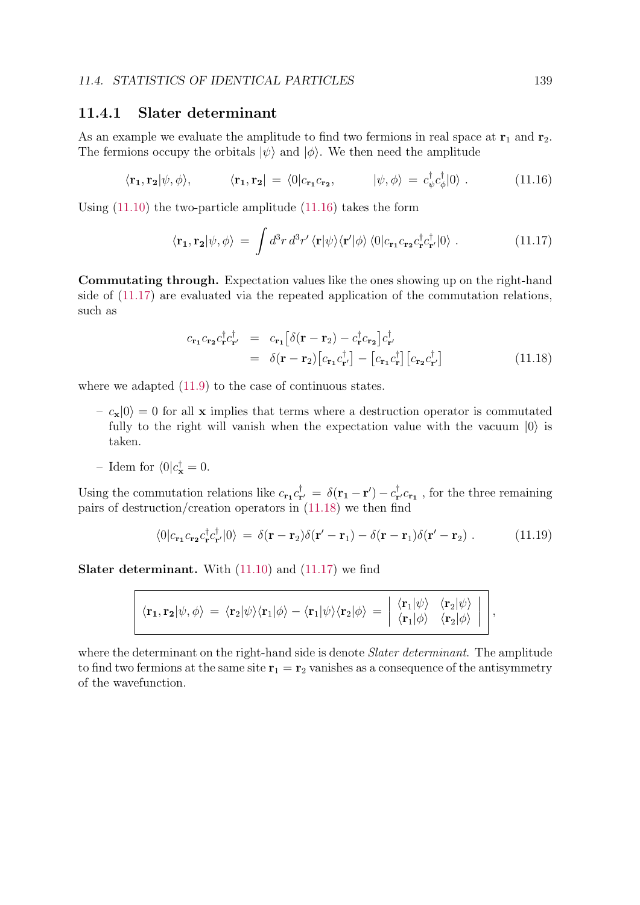### 11.4.1 Slater determinant

As an example we evaluate the amplitude to find two fermions in real space at $\mathbf{r}_1$ and $\mathbf{r}_2$. The fermions occupy the orbitals $|\psi\rangle$ and $|\phi\rangle$. We then need the amplitude

$$\langle \mathbf{r_1}, \mathbf{r_2}|\psi, \phi\rangle, \qquad \langle \mathbf{r_1}, \mathbf{r_2}| \,=\, \langle 0|c_{\mathbf{r_1}}c_{\mathbf{r_2}}, \qquad |\psi,\phi\rangle \,=\, c_\psi^\dagger c_\phi^\dagger|0\rangle \,. \tag{11.16}$$

Using (11.10) the two-particle amplitude (11.16) takes the form

$$\langle \mathbf{r_1}, \mathbf{r_2}|\psi, \phi\rangle \,=\, \int d^3r\, d^3r'\, \langle \mathbf{r}|\psi\rangle\langle \mathbf{r}'|\phi\rangle\, \langle 0|c_{\mathbf{r_1}}c_{\mathbf{r_2}}c_{\mathbf{r}}^\dagger c_{\mathbf{r}'}^\dagger|0\rangle \,. \tag{11.17}$$

**Commutating through.** Expectation values like the ones showing up on the right-hand side of (11.17) are evaluated via the repeated application of the commutation relations, such as

$$\begin{aligned} c_{\mathbf{r_1}}c_{\mathbf{r_2}}c_{\mathbf{r}}^\dagger c_{\mathbf{r}'}^\dagger &= c_{\mathbf{r_1}}\big[\delta(\mathbf{r}-\mathbf{r}_2) - c_{\mathbf{r}}^\dagger c_{\mathbf{r_2}}\big]c_{\mathbf{r}'}^\dagger \\ &= \delta(\mathbf{r}-\mathbf{r}_2)\big[c_{\mathbf{r_1}}c_{\mathbf{r}'}^\dagger\big] - \big[c_{\mathbf{r_1}}c_{\mathbf{r}}^\dagger\big]\big[c_{\mathbf{r_2}}c_{\mathbf{r}'}^\dagger\big] \end{aligned} \tag{11.18}$$

where we adapted (11.9) to the case of continuous states.

- $c_{\mathbf{x}}|0\rangle = 0$ for all $\mathbf{x}$ implies that terms where a destruction operator is commutated fully to the right will vanish when the expectation value with the vacuum $|0\rangle$ is taken.
- Idem for $\langle 0|c_{\mathbf{x}}^\dagger = 0$.

Using the commutation relations like $c_{\mathbf{r_1}}c_{\mathbf{r}'}^\dagger \,=\, \delta(\mathbf{r_1}-\mathbf{r}') - c_{\mathbf{r}'}^\dagger c_{\mathbf{r_1}}$ , for the three remaining pairs of destruction/creation operators in (11.18) we then find

$$\langle 0|c_{\mathbf{r_1}}c_{\mathbf{r_2}}c_{\mathbf{r}}^\dagger c_{\mathbf{r}'}^\dagger|0\rangle \,=\, \delta(\mathbf{r}-\mathbf{r}_2)\delta(\mathbf{r}'-\mathbf{r}_1) - \delta(\mathbf{r}-\mathbf{r}_1)\delta(\mathbf{r}'-\mathbf{r}_2) \,. \tag{11.19}$$

**Slater determinant.** With (11.10) and (11.17) we find

$$\boxed{\langle \mathbf{r_1}, \mathbf{r_2}|\psi, \phi\rangle \,=\, \langle \mathbf{r}_2|\psi\rangle\langle \mathbf{r}_1|\phi\rangle - \langle \mathbf{r}_1|\psi\rangle\langle \mathbf{r}_2|\phi\rangle \,=\, \begin{vmatrix} \langle \mathbf{r}_1|\psi\rangle & \langle \mathbf{r}_2|\psi\rangle \\ \langle \mathbf{r}_1|\phi\rangle & \langle \mathbf{r}_2|\phi\rangle \end{vmatrix}}\,,$$

where the determinant on the right-hand side is denote *Slater determinant*. The amplitude to find two fermions at the same site $\mathbf{r}_1 = \mathbf{r}_2$ vanishes as a consequence of the antisymmetry of the wavefunction.